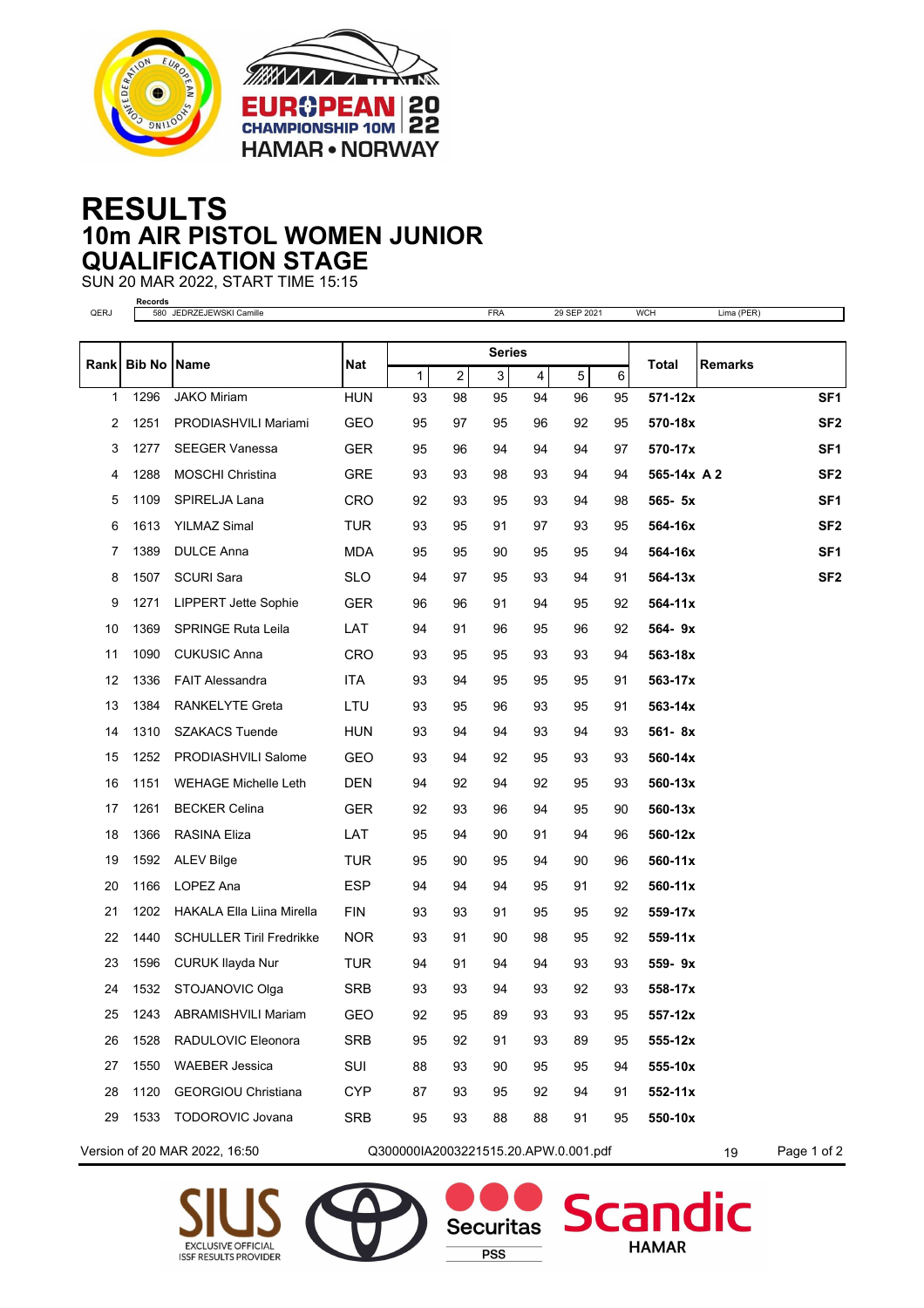# RESULTS
## 10m AIR PISTOL WOMEN JUNIOR
## QUALIFICATION STAGE

SUN 20 MAR 2022, START TIME 15:15

**Records**

| | | | | | | |
|---|---|---|---|---|---|---|
| QERJ | 580 | JEDRZEJEWSKI Camille | FRA | 29 SEP 2021 | WCH | Lima (PER) |

| Rank | Bib No | Name | Nat | Series 1 | Series 2 | Series 3 | Series 4 | Series 5 | Series 6 | Total | Remarks | |
|---|---|---|---|---|---|---|---|---|---|---|---|---|
| 1 | 1296 | JAKO Miriam | HUN | 93 | 98 | 95 | 94 | 96 | 95 | **571-12x** | | **SF1** |
| 2 | 1251 | PRODIASHVILI Mariami | GEO | 95 | 97 | 95 | 96 | 92 | 95 | **570-18x** | | **SF2** |
| 3 | 1277 | SEEGER Vanessa | GER | 95 | 96 | 94 | 94 | 94 | 97 | **570-17x** | | **SF1** |
| 4 | 1288 | MOSCHI Christina | GRE | 93 | 93 | 98 | 93 | 94 | 94 | **565-14x** | **A 2** | **SF2** |
| 5 | 1109 | SPIRELJA Lana | CRO | 92 | 93 | 95 | 93 | 94 | 98 | **565- 5x** | | **SF1** |
| 6 | 1613 | YILMAZ Simal | TUR | 93 | 95 | 91 | 97 | 93 | 95 | **564-16x** | | **SF2** |
| 7 | 1389 | DULCE Anna | MDA | 95 | 95 | 90 | 95 | 95 | 94 | **564-16x** | | **SF1** |
| 8 | 1507 | SCURI Sara | SLO | 94 | 97 | 95 | 93 | 94 | 91 | **564-13x** | | **SF2** |
| 9 | 1271 | LIPPERT Jette Sophie | GER | 96 | 96 | 91 | 94 | 95 | 92 | **564-11x** | | |
| 10 | 1369 | SPRINGE Ruta Leila | LAT | 94 | 91 | 96 | 95 | 96 | 92 | **564- 9x** | | |
| 11 | 1090 | CUKUSIC Anna | CRO | 93 | 95 | 95 | 93 | 93 | 94 | **563-18x** | | |
| 12 | 1336 | FAIT Alessandra | ITA | 93 | 94 | 95 | 95 | 95 | 91 | **563-17x** | | |
| 13 | 1384 | RANKELYTE Greta | LTU | 93 | 95 | 96 | 93 | 95 | 91 | **563-14x** | | |
| 14 | 1310 | SZAKACS Tuende | HUN | 93 | 94 | 94 | 93 | 94 | 93 | **561- 8x** | | |
| 15 | 1252 | PRODIASHVILI Salome | GEO | 93 | 94 | 92 | 95 | 93 | 93 | **560-14x** | | |
| 16 | 1151 | WEHAGE Michelle Leth | DEN | 94 | 92 | 94 | 92 | 95 | 93 | **560-13x** | | |
| 17 | 1261 | BECKER Celina | GER | 92 | 93 | 96 | 94 | 95 | 90 | **560-13x** | | |
| 18 | 1366 | RASINA Eliza | LAT | 95 | 94 | 90 | 91 | 94 | 96 | **560-12x** | | |
| 19 | 1592 | ALEV Bilge | TUR | 95 | 90 | 95 | 94 | 90 | 96 | **560-11x** | | |
| 20 | 1166 | LOPEZ Ana | ESP | 94 | 94 | 94 | 95 | 91 | 92 | **560-11x** | | |
| 21 | 1202 | HAKALA Ella Liina Mirella | FIN | 93 | 93 | 91 | 95 | 95 | 92 | **559-17x** | | |
| 22 | 1440 | SCHULLER Tiril Fredrikke | NOR | 93 | 91 | 90 | 98 | 95 | 92 | **559-11x** | | |
| 23 | 1596 | CURUK Ilayda Nur | TUR | 94 | 91 | 94 | 94 | 93 | 93 | **559- 9x** | | |
| 24 | 1532 | STOJANOVIC Olga | SRB | 93 | 93 | 94 | 93 | 92 | 93 | **558-17x** | | |
| 25 | 1243 | ABRAMISHVILI Mariam | GEO | 92 | 95 | 89 | 93 | 93 | 95 | **557-12x** | | |
| 26 | 1528 | RADULOVIC Eleonora | SRB | 95 | 92 | 91 | 93 | 89 | 95 | **555-12x** | | |
| 27 | 1550 | WAEBER Jessica | SUI | 88 | 93 | 90 | 95 | 95 | 94 | **555-10x** | | |
| 28 | 1120 | GEORGIOU Christiana | CYP | 87 | 93 | 95 | 92 | 94 | 91 | **552-11x** | | |
| 29 | 1533 | TODOROVIC Jovana | SRB | 95 | 93 | 88 | 88 | 91 | 95 | **550-10x** | | |

Version of 20 MAR 2022, 16:50 Q300000IA2003221515.20.APW.0.001.pdf 19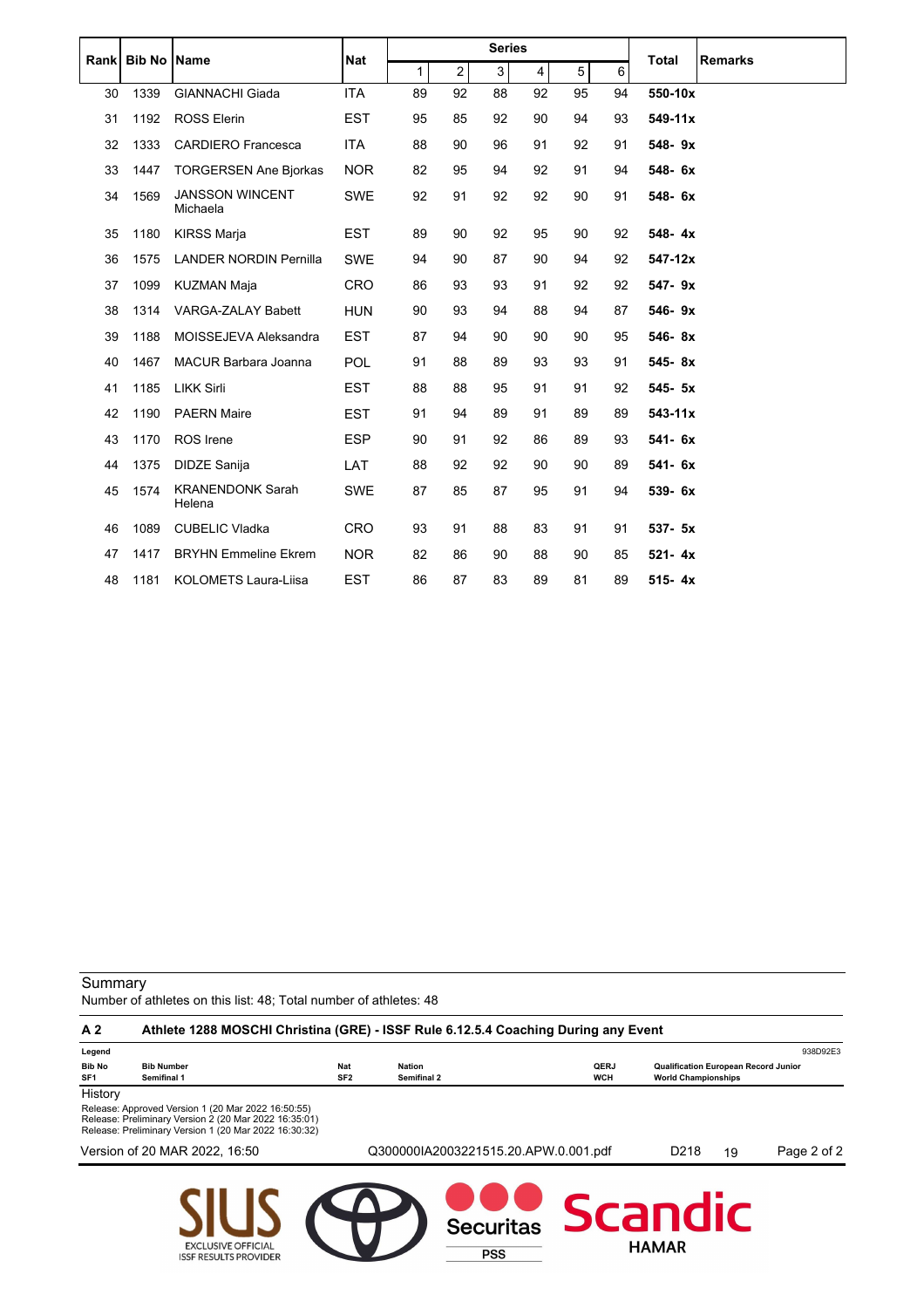| Rank | Bib No | Name | Nat | Series | | | | | | Total | Remarks |
|---|---|---|---|---|---|---|---|---|---|---|---|
| | | | | 1 | 2 | 3 | 4 | 5 | 6 | | |
| 30 | 1339 | GIANNACHI Giada | ITA | 89 | 92 | 88 | 92 | 95 | 94 | **550-10x** | |
| 31 | 1192 | ROSS Elerin | EST | 95 | 85 | 92 | 90 | 94 | 93 | **549-11x** | |
| 32 | 1333 | CARDIERO Francesca | ITA | 88 | 90 | 96 | 91 | 92 | 91 | **548- 9x** | |
| 33 | 1447 | TORGERSEN Ane Bjorkas | NOR | 82 | 95 | 94 | 92 | 91 | 94 | **548- 6x** | |
| 34 | 1569 | JANSSON WINCENT Michaela | SWE | 92 | 91 | 92 | 92 | 90 | 91 | **548- 6x** | |
| 35 | 1180 | KIRSS Marja | EST | 89 | 90 | 92 | 95 | 90 | 92 | **548- 4x** | |
| 36 | 1575 | LANDER NORDIN Pernilla | SWE | 94 | 90 | 87 | 90 | 94 | 92 | **547-12x** | |
| 37 | 1099 | KUZMAN Maja | CRO | 86 | 93 | 93 | 91 | 92 | 92 | **547- 9x** | |
| 38 | 1314 | VARGA-ZALAY Babett | HUN | 90 | 93 | 94 | 88 | 94 | 87 | **546- 9x** | |
| 39 | 1188 | MOISSEJEVA Aleksandra | EST | 87 | 94 | 90 | 90 | 90 | 95 | **546- 8x** | |
| 40 | 1467 | MACUR Barbara Joanna | POL | 91 | 88 | 89 | 93 | 93 | 91 | **545- 8x** | |
| 41 | 1185 | LIKK Sirli | EST | 88 | 88 | 95 | 91 | 91 | 92 | **545- 5x** | |
| 42 | 1190 | PAERN Maire | EST | 91 | 94 | 89 | 91 | 89 | 89 | **543-11x** | |
| 43 | 1170 | ROS Irene | ESP | 90 | 91 | 92 | 86 | 89 | 93 | **541- 6x** | |
| 44 | 1375 | DIDZE Sanija | LAT | 88 | 92 | 92 | 90 | 90 | 89 | **541- 6x** | |
| 45 | 1574 | KRANENDONK Sarah Helena | SWE | 87 | 85 | 87 | 95 | 91 | 94 | **539- 6x** | |
| 46 | 1089 | CUBELIC Vladka | CRO | 93 | 91 | 88 | 83 | 91 | 91 | **537- 5x** | |
| 47 | 1417 | BRYHN Emmeline Ekrem | NOR | 82 | 86 | 90 | 88 | 90 | 85 | **521- 4x** | |
| 48 | 1181 | KOLOMETS Laura-Liisa | EST | 86 | 87 | 83 | 89 | 81 | 89 | **515- 4x** | |

Summary

Number of athletes on this list: 48; Total number of athletes: 48

**A 2** **Athlete 1288 MOSCHI Christina (GRE) - ISSF Rule 6.12.5.4 Coaching During any Event**

**Legend** 938D92E3

| | | | | | |
|---|---|---|---|---|---|
| **Bib No** | **Bib Number** | **Nat** | **Nation** | **QERJ** | **Qualification European Record Junior** |
| **SF1** | **Semifinal 1** | **SF2** | **Semifinal 2** | **WCH** | **World Championships** |

History

Release: Approved Version 1 (20 Mar 2022 16:50:55)
Release: Preliminary Version 2 (20 Mar 2022 16:35:01)
Release: Preliminary Version 1 (20 Mar 2022 16:30:32)

Version of 20 MAR 2022, 16:50 Q300000IA2003221515.20.APW.0.001.pdf D218 19

SIUS EXCLUSIVE OFFICIAL ISSF RESULTS PROVIDER

Securitas PSS

Scandic HAMAR